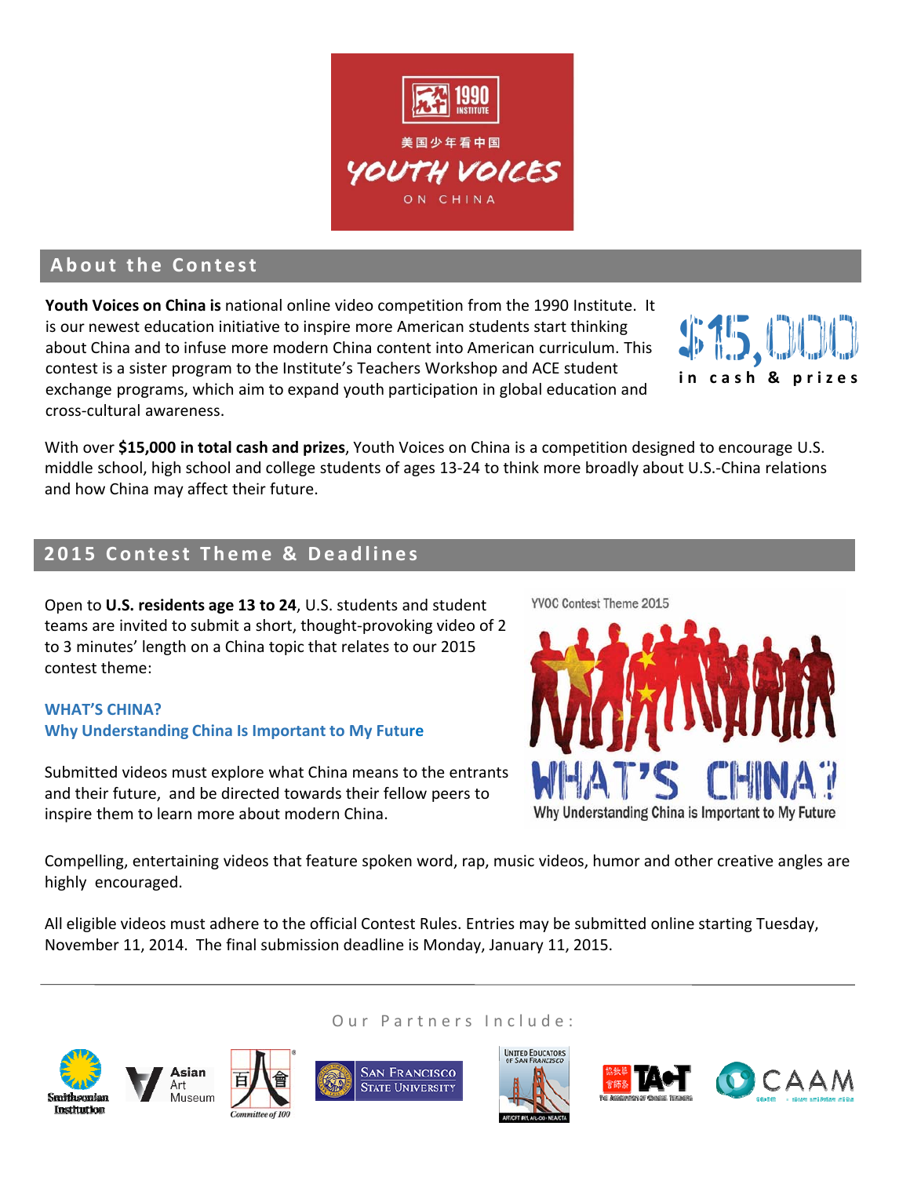1990 INSTITUTE

美国少年看中国

YOUTH VOICES ON CHINA

## About the Contest

**Youth Voices on China is** national online video competition from the 1990 Institute. It is our newest education initiative to inspire more American students start thinking about China and to infuse more modern China content into American curriculum. This contest is a sister program to the Institute's Teachers Workshop and ACE student exchange programs, which aim to expand youth participation in global education and cross-cultural awareness.

$15,000 in cash & prizes

With over **$15,000 in total cash and prizes**, Youth Voices on China is a competition designed to encourage U.S. middle school, high school and college students of ages 13-24 to think more broadly about U.S.-China relations and how China may affect their future.

## 2015 Contest Theme & Deadlines

Open to **U.S. residents age 13 to 24**, U.S. students and student teams are invited to submit a short, thought-provoking video of 2 to 3 minutes' length on a China topic that relates to our 2015 contest theme:

**WHAT'S CHINA?**
**Why Understanding China Is Important to My Future**

Submitted videos must explore what China means to the entrants and their future, and be directed towards their fellow peers to inspire them to learn more about modern China.

YVOC Contest Theme 2015

WHAT'S CHINA?
Why Understanding China is Important to My Future

Compelling, entertaining videos that feature spoken word, rap, music videos, humor and other creative angles are highly encouraged.

All eligible videos must adhere to the official Contest Rules. Entries may be submitted online starting Tuesday, November 11, 2014. The final submission deadline is Monday, January 11, 2015.

---

Our Partners Include:

Smithsonian Institution | Asian Art Museum | Committee of 100 | San Francisco State University | United Educators of San Francisco | TACT | CAAM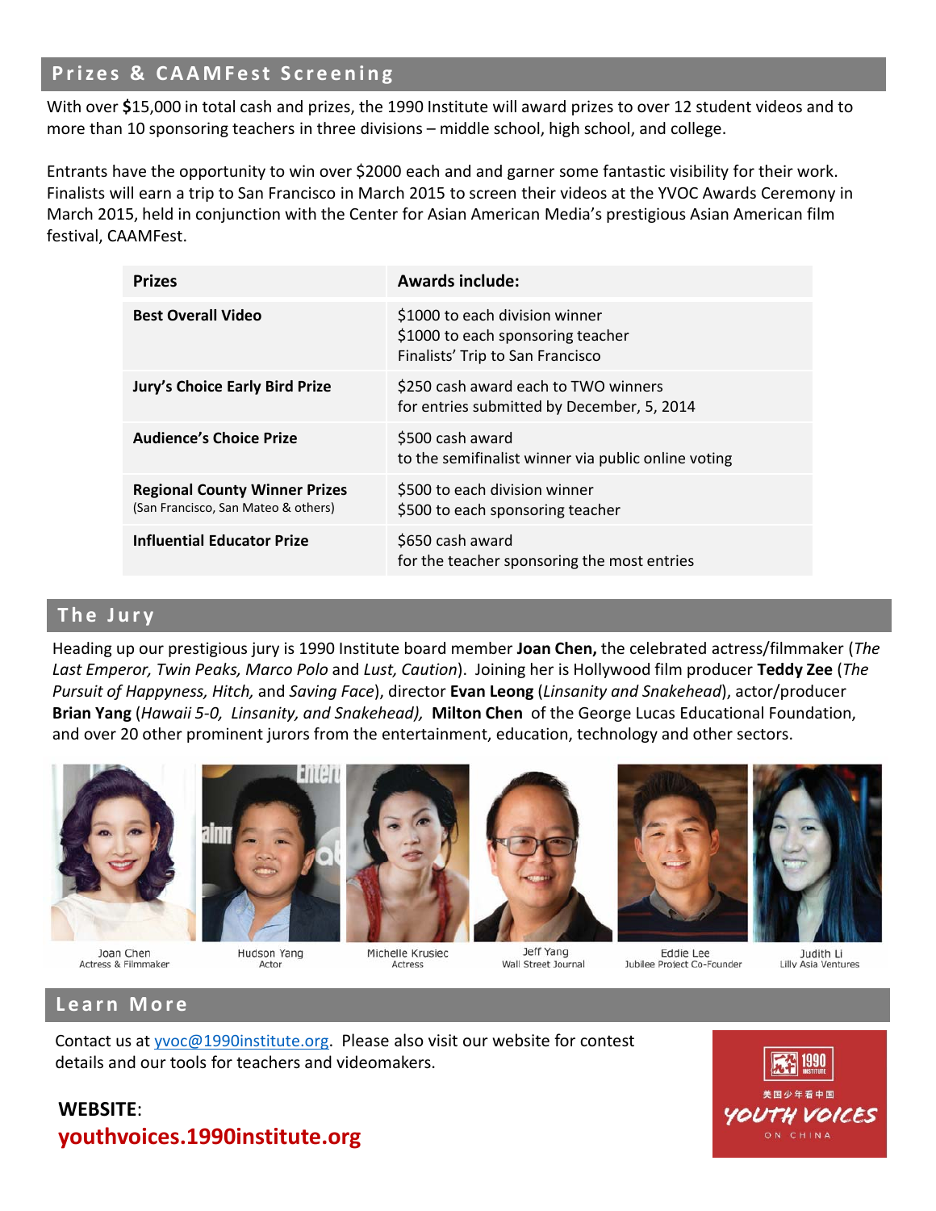## Prizes & CAAMFest Screening

With over $15,000 in total cash and prizes, the 1990 Institute will award prizes to over 12 student videos and to more than 10 sponsoring teachers in three divisions – middle school, high school, and college.

Entrants have the opportunity to win over $2000 each and and garner some fantastic visibility for their work. Finalists will earn a trip to San Francisco in March 2015 to screen their videos at the YVOC Awards Ceremony in March 2015, held in conjunction with the Center for Asian American Media's prestigious Asian American film festival, CAAMFest.

| Prizes | Awards include: |
|---|---|
| **Best Overall Video** | $1000 to each division winner<br>$1000 to each sponsoring teacher<br>Finalists' Trip to San Francisco |
| **Jury's Choice Early Bird Prize** | $250 cash award each to TWO winners<br>for entries submitted by December, 5, 2014 |
| **Audience's Choice Prize** | $500 cash award<br>to the semifinalist winner via public online voting |
| **Regional County Winner Prizes**<br>(San Francisco, San Mateo & others) | $500 to each division winner<br>$500 to each sponsoring teacher |
| **Influential Educator Prize** | $650 cash award<br>for the teacher sponsoring the most entries |

## The Jury

Heading up our prestigious jury is 1990 Institute board member **Joan Chen,** the celebrated actress/filmmaker (*The Last Emperor, Twin Peaks, Marco Polo* and *Lust, Caution*). Joining her is Hollywood film producer **Teddy Zee** (*The Pursuit of Happyness, Hitch,* and *Saving Face*), director **Evan Leong** (*Linsanity and Snakehead*), actor/producer **Brian Yang** (*Hawaii 5-0, Linsanity, and Snakehead),* **Milton Chen** of the George Lucas Educational Foundation, and over 20 other prominent jurors from the entertainment, education, technology and other sectors.

Joan Chen
Actress & Filmmaker

Hudson Yang
Actor

Michelle Krusiec
Actress

Jeff Yang
Wall Street Journal

Eddie Lee
Jubilee Project Co-Founder

Judith Li
Lilly Asia Ventures

## Learn More

Contact us at yvoc@1990institute.org. Please also visit our website for contest details and our tools for teachers and videomakers.

**WEBSITE**: **youthvoices.1990institute.org**

1990 INSTITUTE
美国少年看中国
YOUTH VOICES ON CHINA